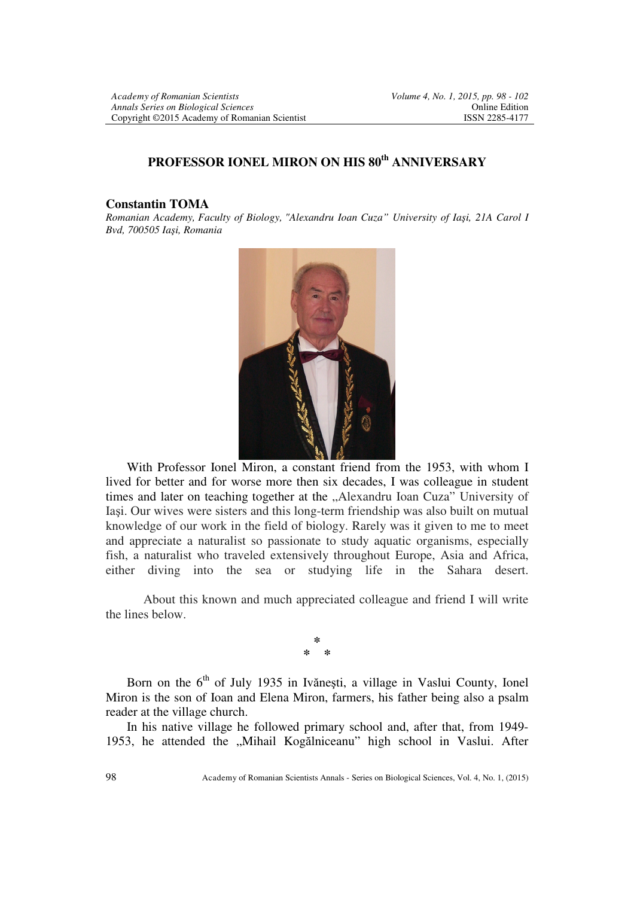# PROFESSOR IONEL MIRON ON HIS 80th ANNIVERSARY

**Constantin TOMA**

*Romanian Academy, Faculty of Biology, "Alexandru Ioan Cuza" University of Iaşi, 21A Carol I Bvd, 700505 Iaşi, Romania*

With Professor Ionel Miron, a constant friend from the 1953, with whom I lived for better and for worse more then six decades, I was colleague in student times and later on teaching together at the „Alexandru Ioan Cuza" University of Iaşi. Our wives were sisters and this long-term friendship was also built on mutual knowledge of our work in the field of biology. Rarely was it given to me to meet and appreciate a naturalist so passionate to study aquatic organisms, especially fish, a naturalist who traveled extensively throughout Europe, Asia and Africa, either diving into the sea or studying life in the Sahara desert.

About this known and much appreciated colleague and friend I will write the lines below.

\*
\*   \*

Born on the 6th of July 1935 in Ivăneşti, a village in Vaslui County, Ionel Miron is the son of Ioan and Elena Miron, farmers, his father being also a psalm reader at the village church.

In his native village he followed primary school and, after that, from 1949-1953, he attended the „Mihail Kogălniceanu" high school in Vaslui. After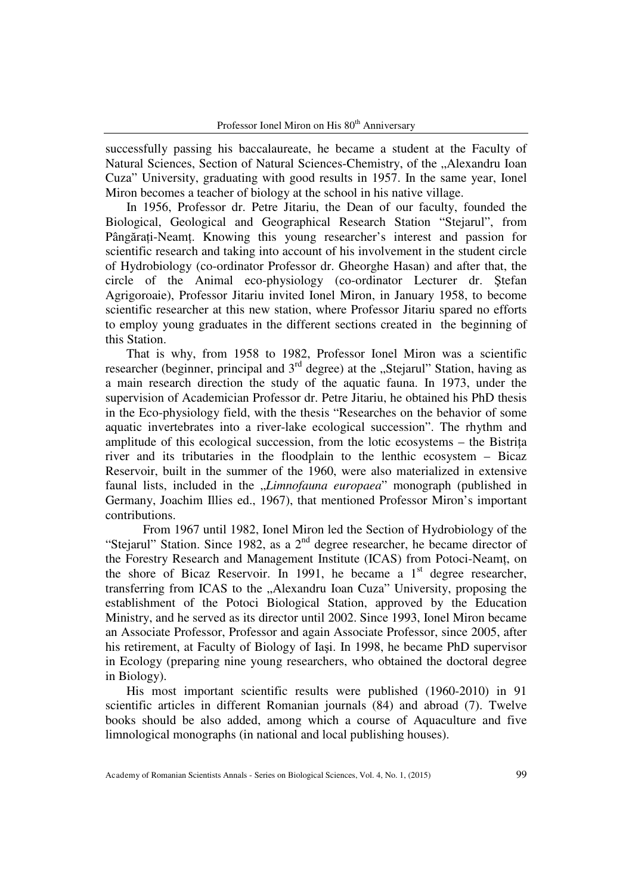successfully passing his baccalaureate, he became a student at the Faculty of Natural Sciences, Section of Natural Sciences-Chemistry, of the „Alexandru Ioan Cuza" University, graduating with good results in 1957. In the same year, Ionel Miron becomes a teacher of biology at the school in his native village.

In 1956, Professor dr. Petre Jitariu, the Dean of our faculty, founded the Biological, Geological and Geographical Research Station "Stejarul", from Pângăraţi-Neamţ. Knowing this young researcher's interest and passion for scientific research and taking into account of his involvement in the student circle of Hydrobiology (co-ordinator Professor dr. Gheorghe Hasan) and after that, the circle of the Animal eco-physiology (co-ordinator Lecturer dr. Ştefan Agrigoroaie), Professor Jitariu invited Ionel Miron, in January 1958, to become scientific researcher at this new station, where Professor Jitariu spared no efforts to employ young graduates in the different sections created in the beginning of this Station.

That is why, from 1958 to 1982, Professor Ionel Miron was a scientific researcher (beginner, principal and 3rd degree) at the „Stejarul" Station, having as a main research direction the study of the aquatic fauna. In 1973, under the supervision of Academician Professor dr. Petre Jitariu, he obtained his PhD thesis in the Eco-physiology field, with the thesis "Researches on the behavior of some aquatic invertebrates into a river-lake ecological succession". The rhythm and amplitude of this ecological succession, from the lotic ecosystems – the Bistriţa river and its tributaries in the floodplain to the lenthic ecosystem – Bicaz Reservoir, built in the summer of the 1960, were also materialized in extensive faunal lists, included in the „*Limnofauna europaea*" monograph (published in Germany, Joachim Illies ed., 1967), that mentioned Professor Miron's important contributions.

From 1967 until 1982, Ionel Miron led the Section of Hydrobiology of the "Stejarul" Station. Since 1982, as a 2nd degree researcher, he became director of the Forestry Research and Management Institute (ICAS) from Potoci-Neamţ, on the shore of Bicaz Reservoir. In 1991, he became a 1st degree researcher, transferring from ICAS to the „Alexandru Ioan Cuza" University, proposing the establishment of the Potoci Biological Station, approved by the Education Ministry, and he served as its director until 2002. Since 1993, Ionel Miron became an Associate Professor, Professor and again Associate Professor, since 2005, after his retirement, at Faculty of Biology of Iaşi. In 1998, he became PhD supervisor in Ecology (preparing nine young researchers, who obtained the doctoral degree in Biology).

His most important scientific results were published (1960-2010) in 91 scientific articles in different Romanian journals (84) and abroad (7). Twelve books should be also added, among which a course of Aquaculture and five limnological monographs (in national and local publishing houses).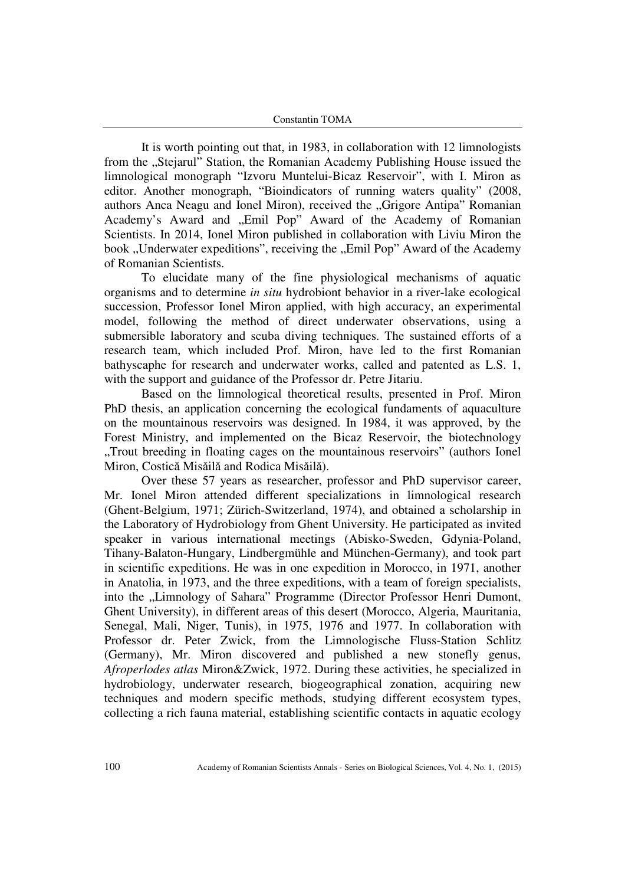It is worth pointing out that, in 1983, in collaboration with 12 limnologists from the „Stejarul" Station, the Romanian Academy Publishing House issued the limnological monograph "Izvoru Muntelui-Bicaz Reservoir", with I. Miron as editor. Another monograph, "Bioindicators of running waters quality" (2008, authors Anca Neagu and Ionel Miron), received the „Grigore Antipa" Romanian Academy's Award and „Emil Pop" Award of the Academy of Romanian Scientists. In 2014, Ionel Miron published in collaboration with Liviu Miron the book „Underwater expeditions", receiving the „Emil Pop" Award of the Academy of Romanian Scientists.

To elucidate many of the fine physiological mechanisms of aquatic organisms and to determine *in situ* hydrobiont behavior in a river-lake ecological succession, Professor Ionel Miron applied, with high accuracy, an experimental model, following the method of direct underwater observations, using a submersible laboratory and scuba diving techniques. The sustained efforts of a research team, which included Prof. Miron, have led to the first Romanian bathyscaphe for research and underwater works, called and patented as L.S. 1, with the support and guidance of the Professor dr. Petre Jitariu.

Based on the limnological theoretical results, presented in Prof. Miron PhD thesis, an application concerning the ecological fundaments of aquaculture on the mountainous reservoirs was designed. In 1984, it was approved, by the Forest Ministry, and implemented on the Bicaz Reservoir, the biotechnology „Trout breeding in floating cages on the mountainous reservoirs" (authors Ionel Miron, Costică Misăilă and Rodica Misăilă).

Over these 57 years as researcher, professor and PhD supervisor career, Mr. Ionel Miron attended different specializations in limnological research (Ghent-Belgium, 1971; Zürich-Switzerland, 1974), and obtained a scholarship in the Laboratory of Hydrobiology from Ghent University. He participated as invited speaker in various international meetings (Abisko-Sweden, Gdynia-Poland, Tihany-Balaton-Hungary, Lindbergmühle and München-Germany), and took part in scientific expeditions. He was in one expedition in Morocco, in 1971, another in Anatolia, in 1973, and the three expeditions, with a team of foreign specialists, into the „Limnology of Sahara" Programme (Director Professor Henri Dumont, Ghent University), in different areas of this desert (Morocco, Algeria, Mauritania, Senegal, Mali, Niger, Tunis), in 1975, 1976 and 1977. In collaboration with Professor dr. Peter Zwick, from the Limnologische Fluss-Station Schlitz (Germany), Mr. Miron discovered and published a new stonefly genus, *Afroperlodes atlas* Miron&Zwick, 1972. During these activities, he specialized in hydrobiology, underwater research, biogeographical zonation, acquiring new techniques and modern specific methods, studying different ecosystem types, collecting a rich fauna material, establishing scientific contacts in aquatic ecology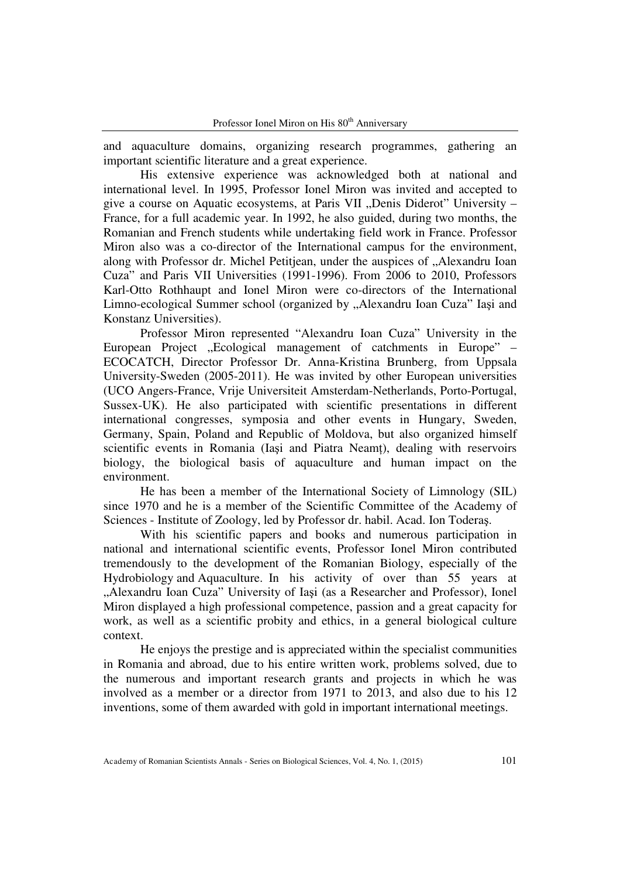and aquaculture domains, organizing research programmes, gathering an important scientific literature and a great experience.

His extensive experience was acknowledged both at national and international level. In 1995, Professor Ionel Miron was invited and accepted to give a course on Aquatic ecosystems, at Paris VII „Denis Diderot" University – France, for a full academic year. In 1992, he also guided, during two months, the Romanian and French students while undertaking field work in France. Professor Miron also was a co-director of the International campus for the environment, along with Professor dr. Michel Petitjean, under the auspices of „Alexandru Ioan Cuza" and Paris VII Universities (1991-1996). From 2006 to 2010, Professors Karl-Otto Rothhaupt and Ionel Miron were co-directors of the International Limno-ecological Summer school (organized by „Alexandru Ioan Cuza" Iaşi and Konstanz Universities).

Professor Miron represented "Alexandru Ioan Cuza" University in the European Project „Ecological management of catchments in Europe" – ECOCATCH, Director Professor Dr. Anna-Kristina Brunberg, from Uppsala University-Sweden (2005-2011). He was invited by other European universities (UCO Angers-France, Vrije Universiteit Amsterdam-Netherlands, Porto-Portugal, Sussex-UK). He also participated with scientific presentations in different international congresses, symposia and other events in Hungary, Sweden, Germany, Spain, Poland and Republic of Moldova, but also organized himself scientific events in Romania (Iaşi and Piatra Neamţ), dealing with reservoirs biology, the biological basis of aquaculture and human impact on the environment.

He has been a member of the International Society of Limnology (SIL) since 1970 and he is a member of the Scientific Committee of the Academy of Sciences - Institute of Zoology, led by Professor dr. habil. Acad. Ion Toderaş.

With his scientific papers and books and numerous participation in national and international scientific events, Professor Ionel Miron contributed tremendously to the development of the Romanian Biology, especially of the Hydrobiology and Aquaculture. In his activity of over than 55 years at „Alexandru Ioan Cuza" University of Iaşi (as a Researcher and Professor), Ionel Miron displayed a high professional competence, passion and a great capacity for work, as well as a scientific probity and ethics, in a general biological culture context.

He enjoys the prestige and is appreciated within the specialist communities in Romania and abroad, due to his entire written work, problems solved, due to the numerous and important research grants and projects in which he was involved as a member or a director from 1971 to 2013, and also due to his 12 inventions, some of them awarded with gold in important international meetings.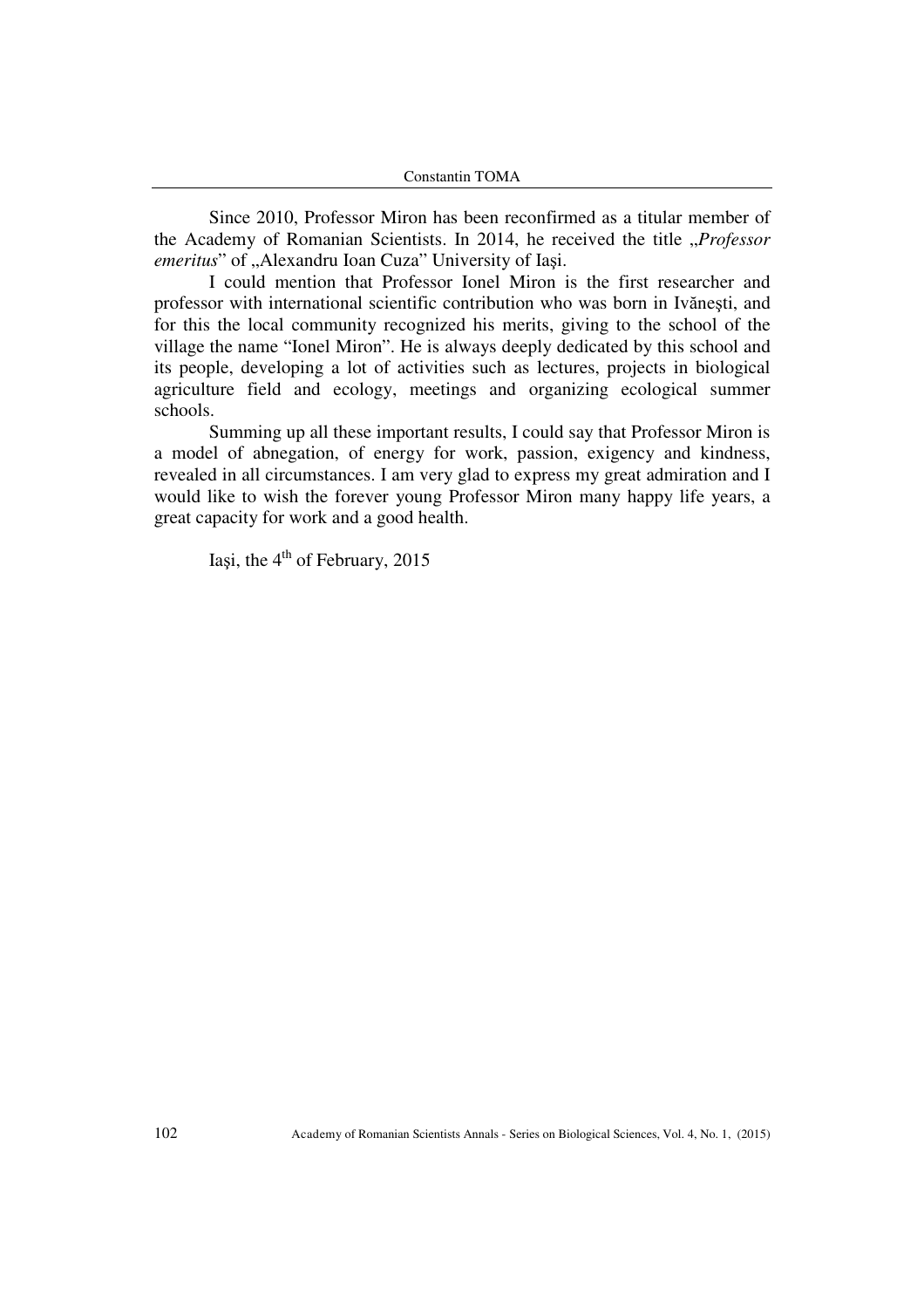Since 2010, Professor Miron has been reconfirmed as a titular member of the Academy of Romanian Scientists. In 2014, he received the title „*Professor emeritus*" of „Alexandru Ioan Cuza" University of Iaşi.

I could mention that Professor Ionel Miron is the first researcher and professor with international scientific contribution who was born in Ivăneşti, and for this the local community recognized his merits, giving to the school of the village the name "Ionel Miron". He is always deeply dedicated by this school and its people, developing a lot of activities such as lectures, projects in biological agriculture field and ecology, meetings and organizing ecological summer schools.

Summing up all these important results, I could say that Professor Miron is a model of abnegation, of energy for work, passion, exigency and kindness, revealed in all circumstances. I am very glad to express my great admiration and I would like to wish the forever young Professor Miron many happy life years, a great capacity for work and a good health.

Iaşi, the 4th of February, 2015